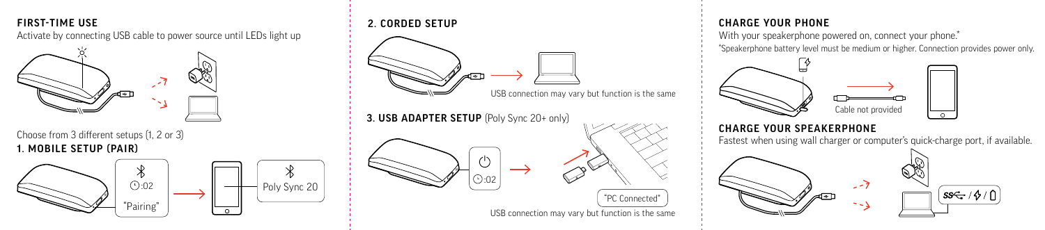## FIRST-TIME USE

Activate by connecting USB cable to power source until LEDs light up

Choose from 3 different setups (1, 2 or 3)

### 1. MOBILE SETUP (PAIR)

:02

"Pairing"

Poly Sync 20

### 2. CORDED SETUP

USB connection may vary but function is the same

### 3. USB ADAPTER SETUP (Poly Sync 20+ only)

:02

"PC Connected"

USB connection may vary but function is the same

## CHARGE YOUR PHONE

With your speakerphone powered on, connect your phone.*

*Speakerphone battery level must be medium or higher. Connection provides power only.

Cable not provided

## CHARGE YOUR SPEAKERPHONE

Fastest when using wall charger or computer's quick-charge port, if available.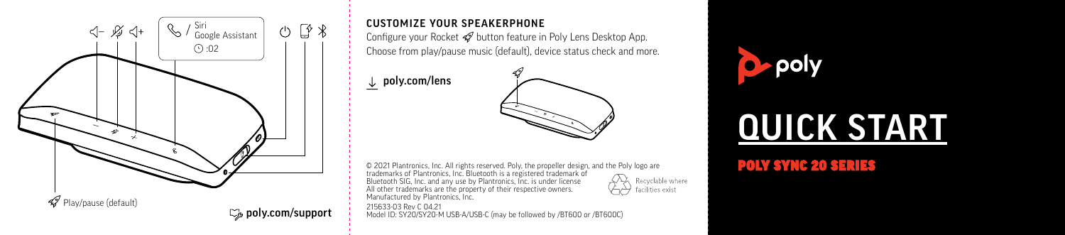Siri
Google Assistant
:02

Play/pause (default)

poly.com/support

## CUSTOMIZE YOUR SPEAKERPHONE

Configure your Rocket button feature in Poly Lens Desktop App.
Choose from play/pause music (default), device status check and more.

poly.com/lens

© 2021 Plantronics, Inc. All rights reserved. Poly, the propeller design, and the Poly logo are trademarks of Plantronics, Inc. Bluetooth is a registered trademark of Bluetooth SIG, Inc. and any use by Plantronics, Inc. is under license. All other trademarks are the property of their respective owners. Manufactured by Plantronics, Inc.

Recyclable where facilities exist

215633-03 Rev C 04.21
Model ID: SY20/SY20-M USB-A/USB-C (may be followed by /BT600 or /BT600C)

poly

# QUICK START

## POLY SYNC 20 SERIES